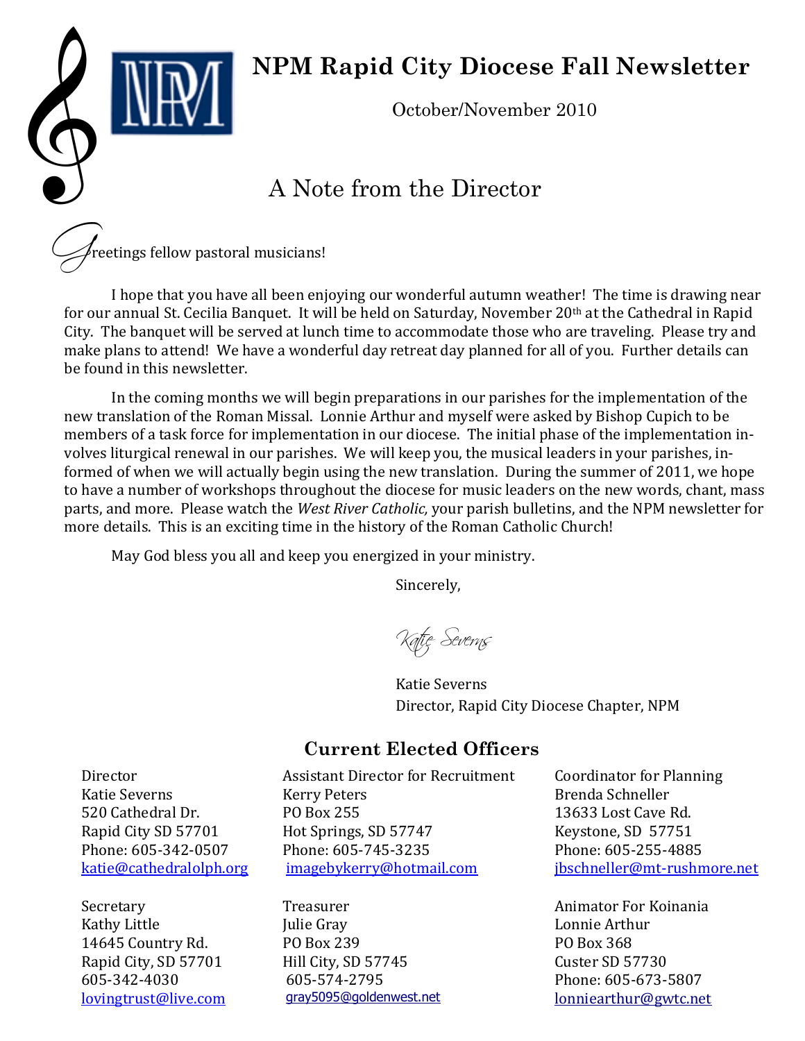# NPM Rapid City Diocese Fall Newsletter

October/November 2010

## A Note from the Director

Greetings fellow pastoral musicians!

I hope that you have all been enjoying our wonderful autumn weather! The time is drawing near for our annual St. Cecilia Banquet. It will be held on Saturday, November 20th at the Cathedral in Rapid City. The banquet will be served at lunch time to accommodate those who are traveling. Please try and make plans to attend! We have a wonderful day retreat day planned for all of you. Further details can be found in this newsletter.

In the coming months we will begin preparations in our parishes for the implementation of the new translation of the Roman Missal. Lonnie Arthur and myself were asked by Bishop Cupich to be members of a task force for implementation in our diocese. The initial phase of the implementation involves liturgical renewal in our parishes. We will keep you, the musical leaders in your parishes, informed of when we will actually begin using the new translation. During the summer of 2011, we hope to have a number of workshops throughout the diocese for music leaders on the new words, chant, mass parts, and more. Please watch the *West River Catholic,* your parish bulletins, and the NPM newsletter for more details. This is an exciting time in the history of the Roman Catholic Church!

May God bless you all and keep you energized in your ministry.

Sincerely,

*Katie Severns*

Katie Severns
Director, Rapid City Diocese Chapter, NPM

### Current Elected Officers

Director
Katie Severns
520 Cathedral Dr.
Rapid City SD 57701
Phone: 605-342-0507
katie@cathedralolph.org

Assistant Director for Recruitment
Kerry Peters
PO Box 255
Hot Springs, SD 57747
Phone: 605-745-3235
imagebykerry@hotmail.com

Coordinator for Planning
Brenda Schneller
13633 Lost Cave Rd.
Keystone, SD 57751
Phone: 605-255-4885
jbschneller@mt-rushmore.net

Secretary
Kathy Little
14645 Country Rd.
Rapid City, SD 57701
605-342-4030
lovingtrust@live.com

Treasurer
Julie Gray
PO Box 239
Hill City, SD 57745
605-574-2795
gray5095@goldenwest.net

Animator For Koinania
Lonnie Arthur
PO Box 368
Custer SD 57730
Phone: 605-673-5807
lonniearthur@gwtc.net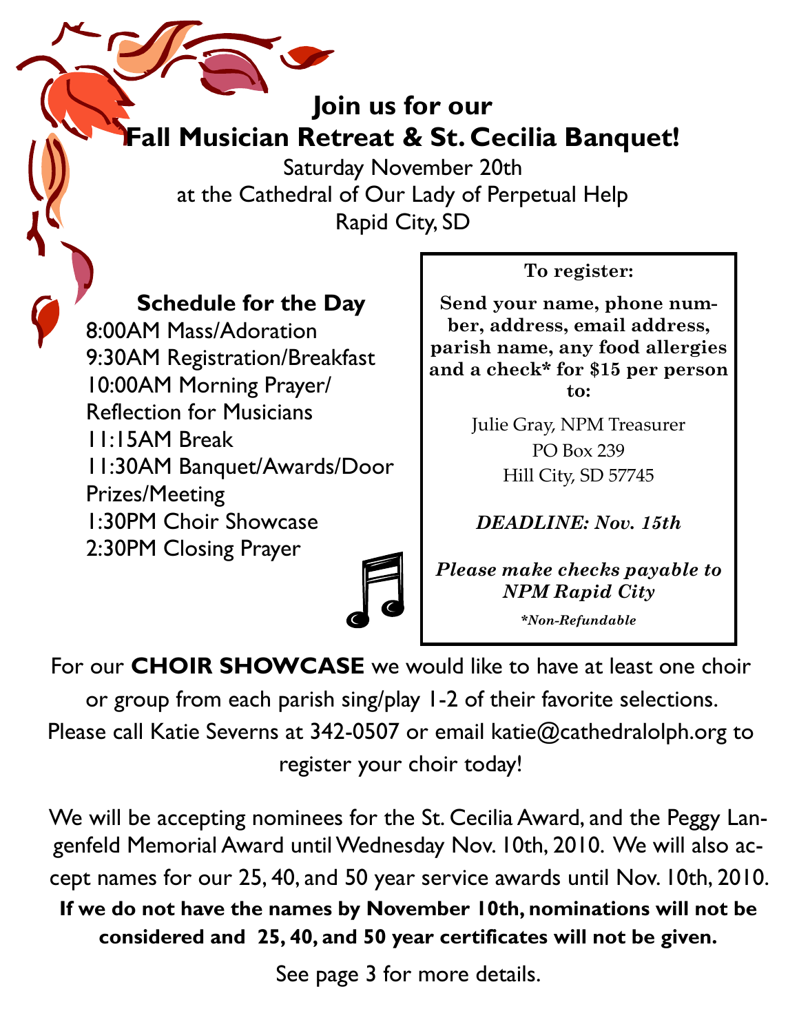# Join us for our Fall Musician Retreat & St. Cecilia Banquet!

Saturday November 20th
at the Cathedral of Our Lady of Perpetual Help
Rapid City, SD

## Schedule for the Day

8:00AM Mass/Adoration
9:30AM Registration/Breakfast
10:00AM Morning Prayer/ Reflection for Musicians
11:15AM Break
11:30AM Banquet/Awards/Door Prizes/Meeting
1:30PM Choir Showcase
2:30PM Closing Prayer

**To register:**

**Send your name, phone number, address, email address, parish name, any food allergies and a check* for $15 per person to:**

Julie Gray, NPM Treasurer
PO Box 239
Hill City, SD 57745

***DEADLINE: Nov. 15th***

***Please make checks payable to NPM Rapid City***

***Non-Refundable*

For our **CHOIR SHOWCASE** we would like to have at least one choir or group from each parish sing/play 1-2 of their favorite selections. Please call Katie Severns at 342-0507 or email katie@cathedralolph.org to register your choir today!

We will be accepting nominees for the St. Cecilia Award, and the Peggy Langenfeld Memorial Award until Wednesday Nov. 10th, 2010. We will also accept names for our 25, 40, and 50 year service awards until Nov. 10th, 2010. **If we do not have the names by November 10th, nominations will not be considered and 25, 40, and 50 year certificates will not be given.**

See page 3 for more details.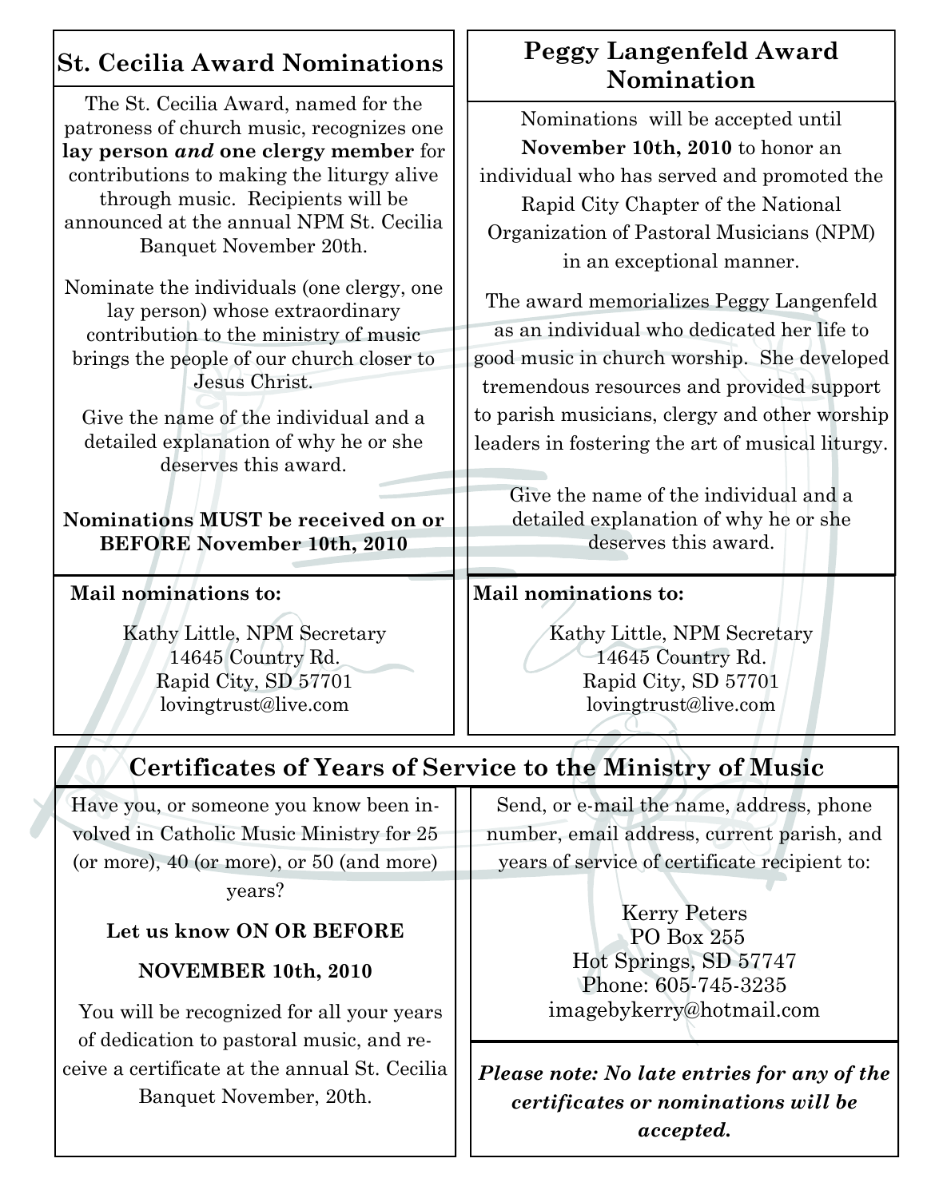## St. Cecilia Award Nominations

The St. Cecilia Award, named for the patroness of church music, recognizes one **lay person *and* one clergy member** for contributions to making the liturgy alive through music. Recipients will be announced at the annual NPM St. Cecilia Banquet November 20th.

Nominate the individuals (one clergy, one lay person) whose extraordinary contribution to the ministry of music brings the people of our church closer to Jesus Christ.

Give the name of the individual and a detailed explanation of why he or she deserves this award.

**Nominations MUST be received on or BEFORE November 10th, 2010**

**Mail nominations to:**

Kathy Little, NPM Secretary
14645 Country Rd.
Rapid City, SD 57701
lovingtrust@live.com

## Peggy Langenfeld Award Nomination

Nominations will be accepted until **November 10th, 2010** to honor an individual who has served and promoted the Rapid City Chapter of the National Organization of Pastoral Musicians (NPM) in an exceptional manner.

The award memorializes Peggy Langenfeld as an individual who dedicated her life to good music in church worship. She developed tremendous resources and provided support to parish musicians, clergy and other worship leaders in fostering the art of musical liturgy.

Give the name of the individual and a detailed explanation of why he or she deserves this award.

**Mail nominations to:**

Kathy Little, NPM Secretary
14645 Country Rd.
Rapid City, SD 57701
lovingtrust@live.com

## Certificates of Years of Service to the Ministry of Music

Have you, or someone you know been involved in Catholic Music Ministry for 25 (or more), 40 (or more), or 50 (and more) years?

**Let us know ON OR BEFORE**

**NOVEMBER 10th, 2010**

You will be recognized for all your years of dedication to pastoral music, and receive a certificate at the annual St. Cecilia Banquet November, 20th.

Send, or e-mail the name, address, phone number, email address, current parish, and years of service of certificate recipient to:

Kerry Peters
PO Box 255
Hot Springs, SD 57747
Phone: 605-745-3235
imagebykerry@hotmail.com

***Please note: No late entries for any of the certificates or nominations will be accepted.***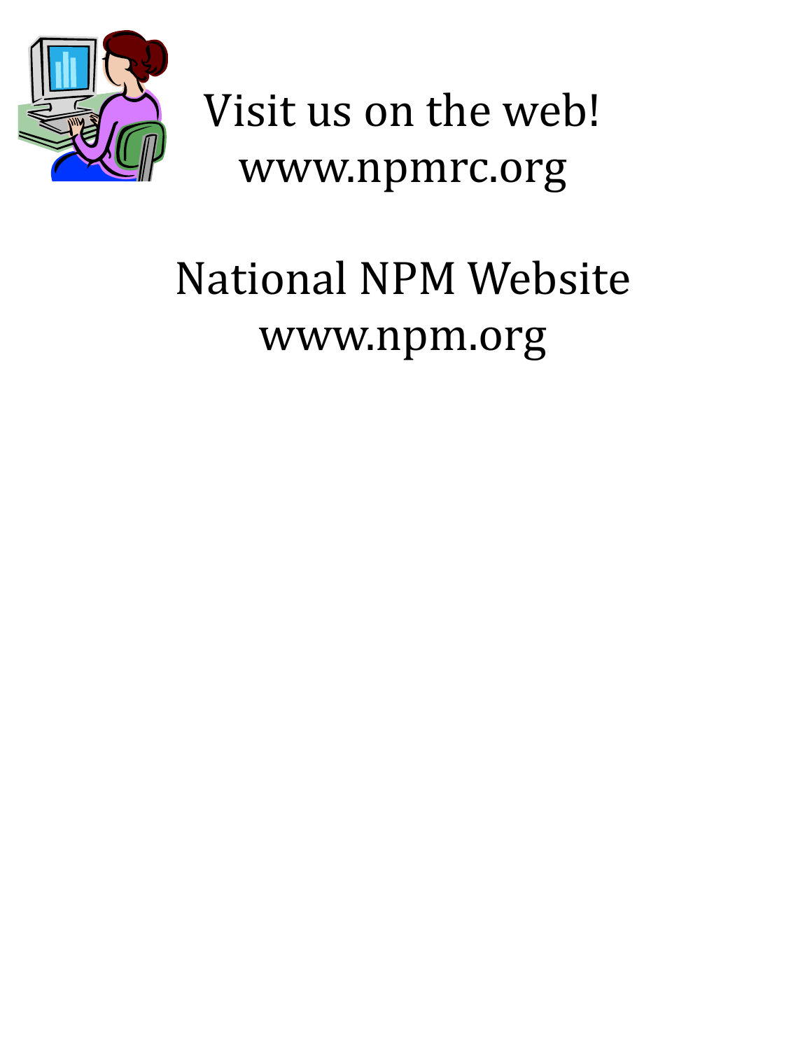Visit us on the web!
www.npmrc.org

National NPM Website
www.npm.org